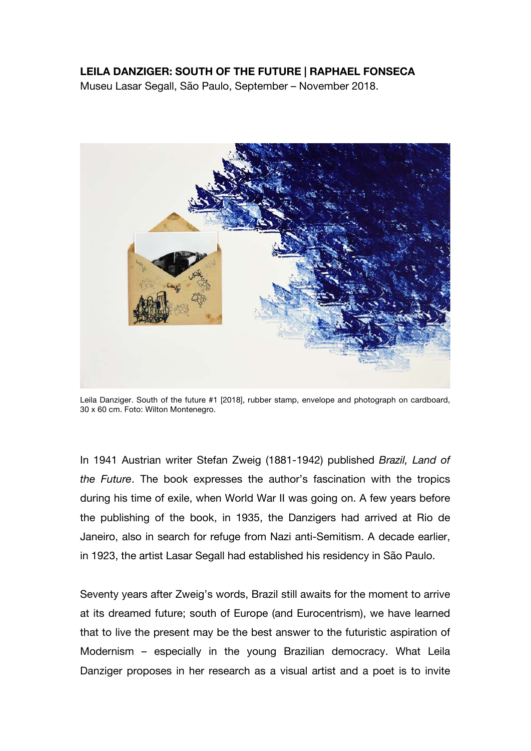**LEILA DANZIGER: SOUTH OF THE FUTURE | RAPHAEL FONSECA**

Museu Lasar Segall, São Paulo, September – November 2018.

Leila Danziger. South of the future #1 [2018], rubber stamp, envelope and photograph on cardboard, 30 x 60 cm. Foto: Wilton Montenegro.

In 1941 Austrian writer Stefan Zweig (1881-1942) published *Brazil, Land of the Future*. The book expresses the author's fascination with the tropics during his time of exile, when World War II was going on. A few years before the publishing of the book, in 1935, the Danzigers had arrived at Rio de Janeiro, also in search for refuge from Nazi anti-Semitism. A decade earlier, in 1923, the artist Lasar Segall had established his residency in São Paulo.

Seventy years after Zweig's words, Brazil still awaits for the moment to arrive at its dreamed future; south of Europe (and Eurocentrism), we have learned that to live the present may be the best answer to the futuristic aspiration of Modernism – especially in the young Brazilian democracy. What Leila Danziger proposes in her research as a visual artist and a poet is to invite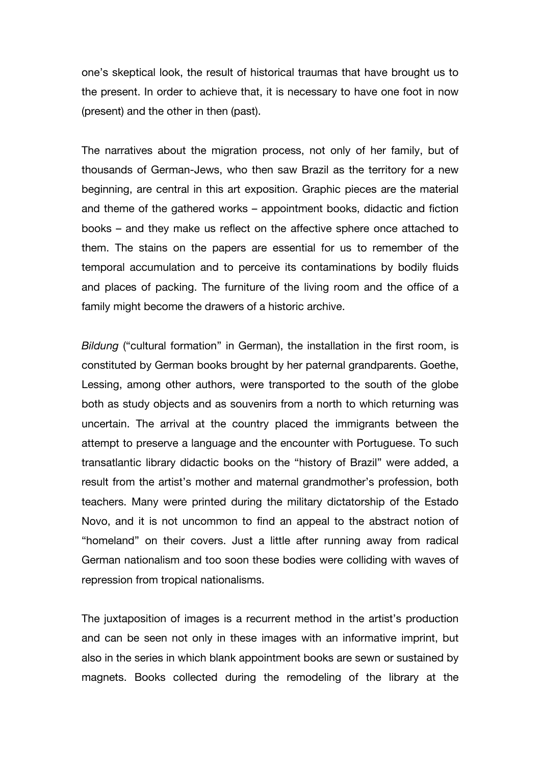one's skeptical look, the result of historical traumas that have brought us to the present. In order to achieve that, it is necessary to have one foot in now (present) and the other in then (past).

The narratives about the migration process, not only of her family, but of thousands of German-Jews, who then saw Brazil as the territory for a new beginning, are central in this art exposition. Graphic pieces are the material and theme of the gathered works – appointment books, didactic and fiction books – and they make us reflect on the affective sphere once attached to them. The stains on the papers are essential for us to remember of the temporal accumulation and to perceive its contaminations by bodily fluids and places of packing. The furniture of the living room and the office of a family might become the drawers of a historic archive.

*Bildung* ("cultural formation" in German), the installation in the first room, is constituted by German books brought by her paternal grandparents. Goethe, Lessing, among other authors, were transported to the south of the globe both as study objects and as souvenirs from a north to which returning was uncertain. The arrival at the country placed the immigrants between the attempt to preserve a language and the encounter with Portuguese. To such transatlantic library didactic books on the "history of Brazil" were added, a result from the artist's mother and maternal grandmother's profession, both teachers. Many were printed during the military dictatorship of the Estado Novo, and it is not uncommon to find an appeal to the abstract notion of "homeland" on their covers. Just a little after running away from radical German nationalism and too soon these bodies were colliding with waves of repression from tropical nationalisms.

The juxtaposition of images is a recurrent method in the artist's production and can be seen not only in these images with an informative imprint, but also in the series in which blank appointment books are sewn or sustained by magnets. Books collected during the remodeling of the library at the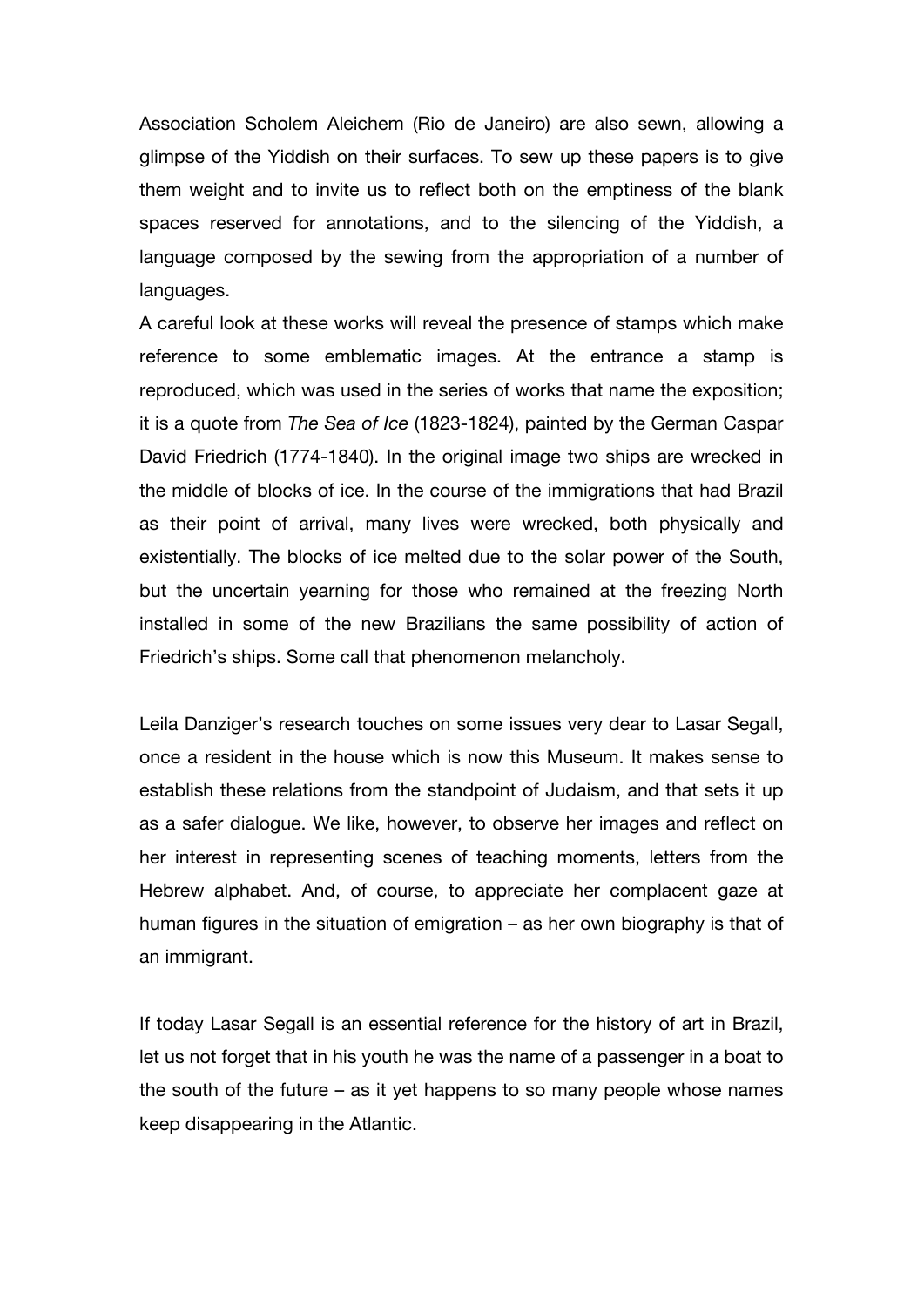Association Scholem Aleichem (Rio de Janeiro) are also sewn, allowing a glimpse of the Yiddish on their surfaces. To sew up these papers is to give them weight and to invite us to reflect both on the emptiness of the blank spaces reserved for annotations, and to the silencing of the Yiddish, a language composed by the sewing from the appropriation of a number of languages.

A careful look at these works will reveal the presence of stamps which make reference to some emblematic images. At the entrance a stamp is reproduced, which was used in the series of works that name the exposition; it is a quote from *The Sea of Ice* (1823-1824), painted by the German Caspar David Friedrich (1774-1840). In the original image two ships are wrecked in the middle of blocks of ice. In the course of the immigrations that had Brazil as their point of arrival, many lives were wrecked, both physically and existentially. The blocks of ice melted due to the solar power of the South, but the uncertain yearning for those who remained at the freezing North installed in some of the new Brazilians the same possibility of action of Friedrich's ships. Some call that phenomenon melancholy.

Leila Danziger's research touches on some issues very dear to Lasar Segall, once a resident in the house which is now this Museum. It makes sense to establish these relations from the standpoint of Judaism, and that sets it up as a safer dialogue. We like, however, to observe her images and reflect on her interest in representing scenes of teaching moments, letters from the Hebrew alphabet. And, of course, to appreciate her complacent gaze at human figures in the situation of emigration – as her own biography is that of an immigrant.

If today Lasar Segall is an essential reference for the history of art in Brazil, let us not forget that in his youth he was the name of a passenger in a boat to the south of the future – as it yet happens to so many people whose names keep disappearing in the Atlantic.